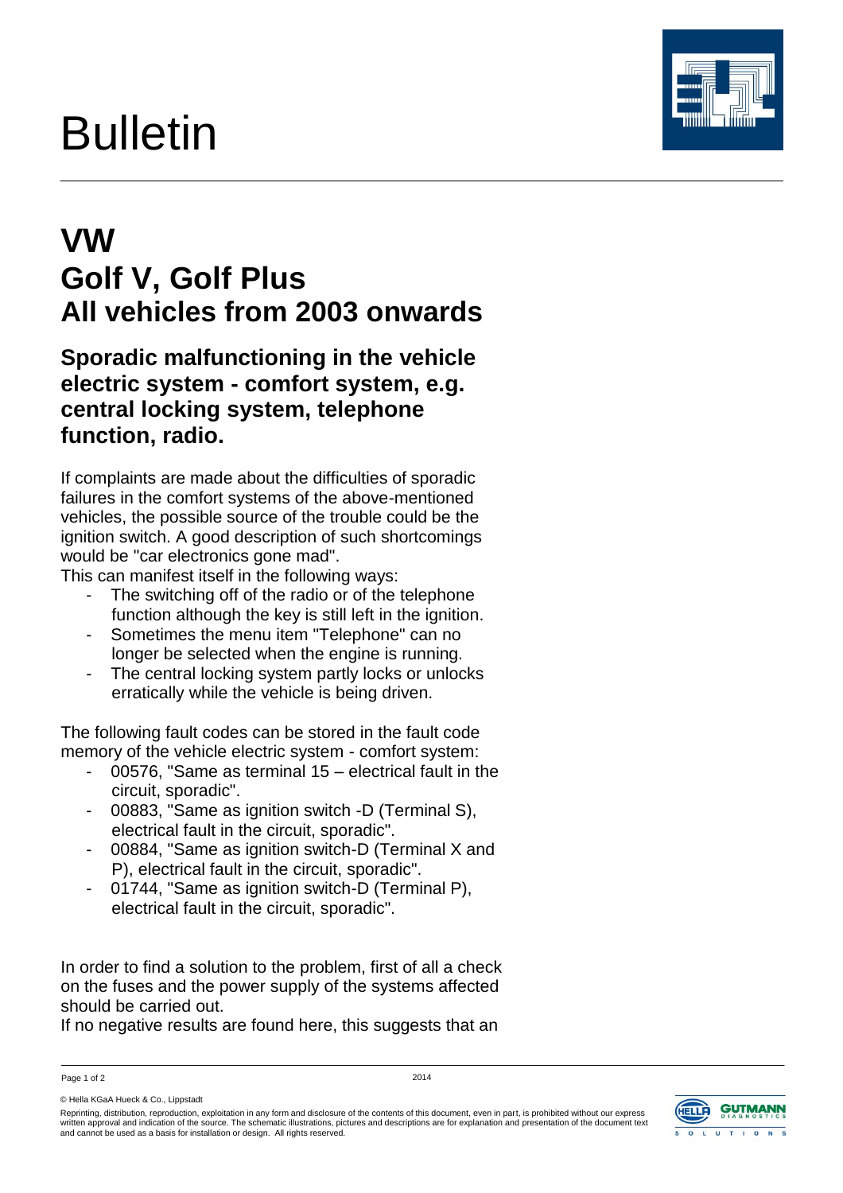# Bulletin

## VW
## Golf V, Golf Plus
## All vehicles from 2003 onwards

### Sporadic malfunctioning in the vehicle electric system - comfort system, e.g. central locking system, telephone function, radio.

If complaints are made about the difficulties of sporadic failures in the comfort systems of the above-mentioned vehicles, the possible source of the trouble could be the ignition switch. A good description of such shortcomings would be "car electronics gone mad".
This can manifest itself in the following ways:

- The switching off of the radio or of the telephone function although the key is still left in the ignition.
- Sometimes the menu item "Telephone" can no longer be selected when the engine is running.
- The central locking system partly locks or unlocks erratically while the vehicle is being driven.

The following fault codes can be stored in the fault code memory of the vehicle electric system - comfort system:

- 00576, "Same as terminal 15 – electrical fault in the circuit, sporadic".
- 00883, "Same as ignition switch -D (Terminal S), electrical fault in the circuit, sporadic".
- 00884, "Same as ignition switch-D (Terminal X and P), electrical fault in the circuit, sporadic".
- 01744, "Same as ignition switch-D (Terminal P), electrical fault in the circuit, sporadic".

In order to find a solution to the problem, first of all a check on the fuses and the power supply of the systems affected should be carried out.
If no negative results are found here, this suggests that an

2014

© Hella KGaA Hueck & Co., Lippstadt

Reprinting, distribution, reproduction, exploitation in any form and disclosure of the contents of this document, even in part, is prohibited without our express written approval and indication of the source. The schematic illustrations, pictures and descriptions are for explanation and presentation of the document text and cannot be used as a basis for installation or design. All rights reserved.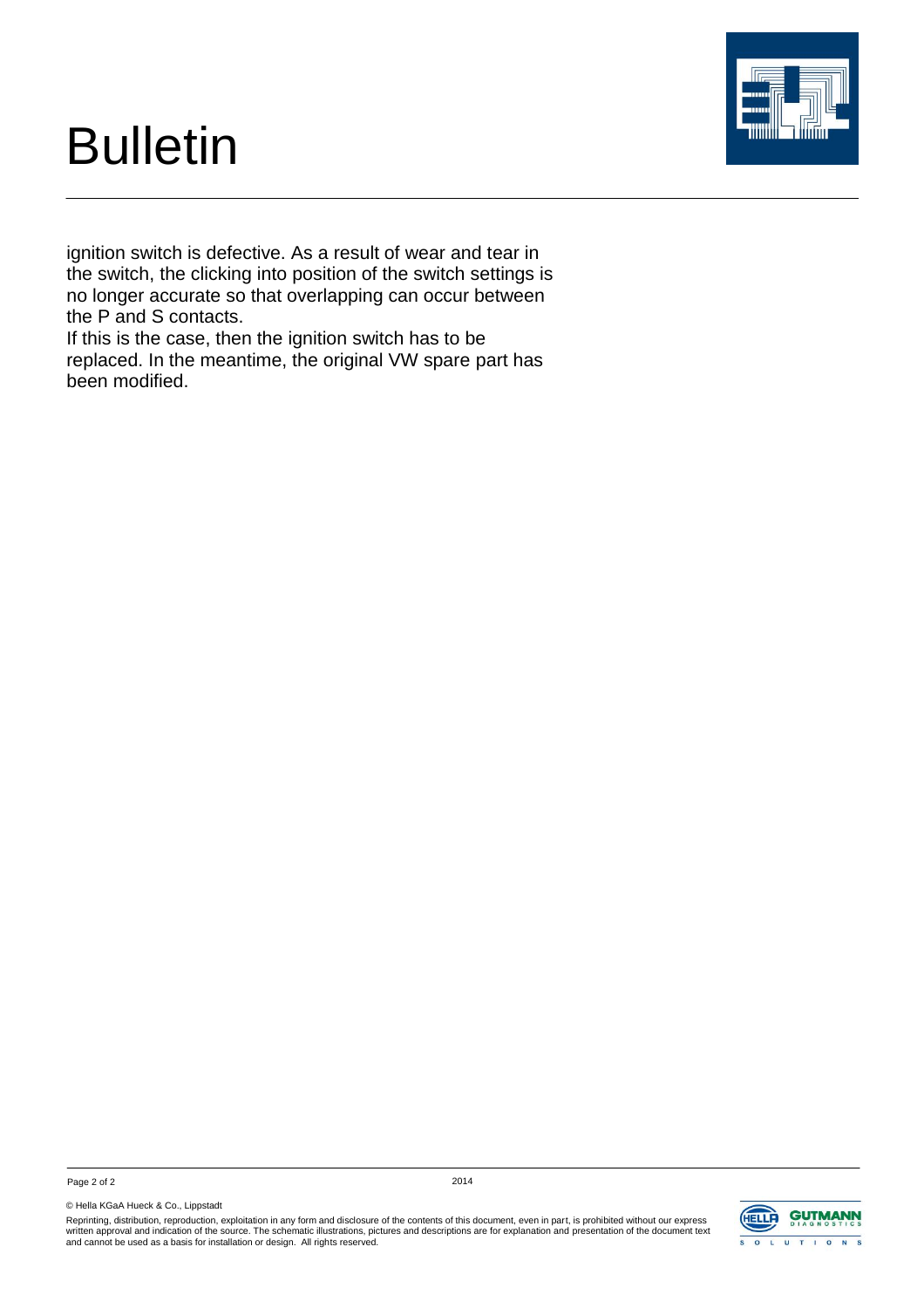# Bulletin

ignition switch is defective. As a result of wear and tear in the switch, the clicking into position of the switch settings is no longer accurate so that overlapping can occur between the P and S contacts.
If this is the case, then the ignition switch has to be replaced. In the meantime, the original VW spare part has been modified.

2014

© Hella KGaA Hueck & Co., Lippstadt

Reprinting, distribution, reproduction, exploitation in any form and disclosure of the contents of this document, even in part, is prohibited without our express written approval and indication of the source. The schematic illustrations, pictures and descriptions are for explanation and presentation of the document text and cannot be used as a basis for installation or design. All rights reserved.